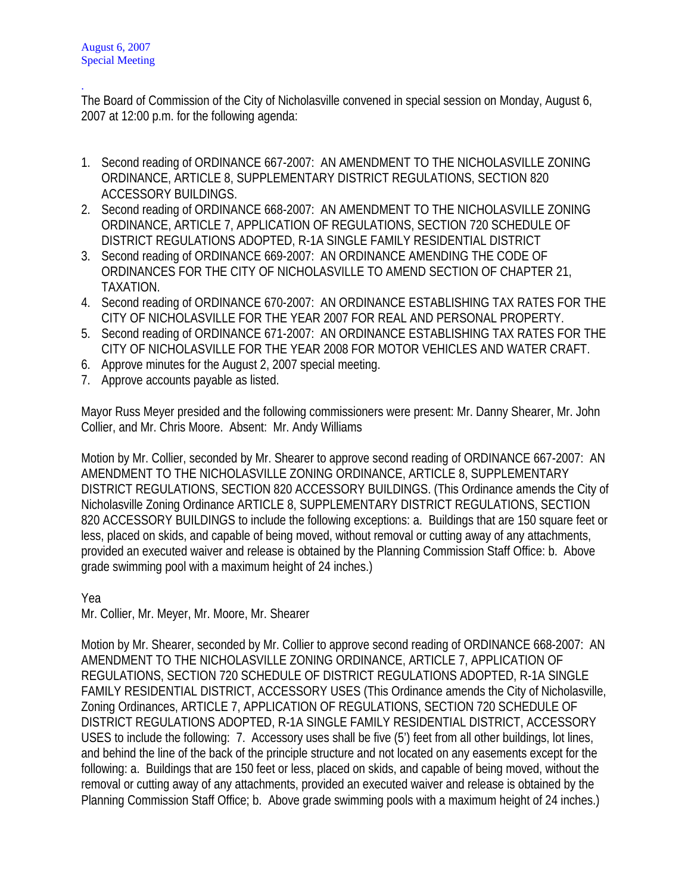August 6, 2007
Special Meeting

.
The Board of Commission of the City of Nicholasville convened in special session on Monday, August 6, 2007 at 12:00 p.m. for the following agenda:

1. Second reading of ORDINANCE 667-2007: AN AMENDMENT TO THE NICHOLASVILLE ZONING ORDINANCE, ARTICLE 8, SUPPLEMENTARY DISTRICT REGULATIONS, SECTION 820 ACCESSORY BUILDINGS.
2. Second reading of ORDINANCE 668-2007: AN AMENDMENT TO THE NICHOLASVILLE ZONING ORDINANCE, ARTICLE 7, APPLICATION OF REGULATIONS, SECTION 720 SCHEDULE OF DISTRICT REGULATIONS ADOPTED, R-1A SINGLE FAMILY RESIDENTIAL DISTRICT
3. Second reading of ORDINANCE 669-2007: AN ORDINANCE AMENDING THE CODE OF ORDINANCES FOR THE CITY OF NICHOLASVILLE TO AMEND SECTION OF CHAPTER 21, TAXATION.
4. Second reading of ORDINANCE 670-2007: AN ORDINANCE ESTABLISHING TAX RATES FOR THE CITY OF NICHOLASVILLE FOR THE YEAR 2007 FOR REAL AND PERSONAL PROPERTY.
5. Second reading of ORDINANCE 671-2007: AN ORDINANCE ESTABLISHING TAX RATES FOR THE CITY OF NICHOLASVILLE FOR THE YEAR 2008 FOR MOTOR VEHICLES AND WATER CRAFT.
6. Approve minutes for the August 2, 2007 special meeting.
7. Approve accounts payable as listed.

Mayor Russ Meyer presided and the following commissioners were present: Mr. Danny Shearer, Mr. John Collier, and Mr. Chris Moore. Absent: Mr. Andy Williams

Motion by Mr. Collier, seconded by Mr. Shearer to approve second reading of ORDINANCE 667-2007: AN AMENDMENT TO THE NICHOLASVILLE ZONING ORDINANCE, ARTICLE 8, SUPPLEMENTARY DISTRICT REGULATIONS, SECTION 820 ACCESSORY BUILDINGS. (This Ordinance amends the City of Nicholasville Zoning Ordinance ARTICLE 8, SUPPLEMENTARY DISTRICT REGULATIONS, SECTION 820 ACCESSORY BUILDINGS to include the following exceptions: a. Buildings that are 150 square feet or less, placed on skids, and capable of being moved, without removal or cutting away of any attachments, provided an executed waiver and release is obtained by the Planning Commission Staff Office: b. Above grade swimming pool with a maximum height of 24 inches.)

Yea
Mr. Collier, Mr. Meyer, Mr. Moore, Mr. Shearer

Motion by Mr. Shearer, seconded by Mr. Collier to approve second reading of ORDINANCE 668-2007: AN AMENDMENT TO THE NICHOLASVILLE ZONING ORDINANCE, ARTICLE 7, APPLICATION OF REGULATIONS, SECTION 720 SCHEDULE OF DISTRICT REGULATIONS ADOPTED, R-1A SINGLE FAMILY RESIDENTIAL DISTRICT, ACCESSORY USES (This Ordinance amends the City of Nicholasville, Zoning Ordinances, ARTICLE 7, APPLICATION OF REGULATIONS, SECTION 720 SCHEDULE OF DISTRICT REGULATIONS ADOPTED, R-1A SINGLE FAMILY RESIDENTIAL DISTRICT, ACCESSORY USES to include the following: 7. Accessory uses shall be five (5') feet from all other buildings, lot lines, and behind the line of the back of the principle structure and not located on any easements except for the following: a. Buildings that are 150 feet or less, placed on skids, and capable of being moved, without the removal or cutting away of any attachments, provided an executed waiver and release is obtained by the Planning Commission Staff Office; b. Above grade swimming pools with a maximum height of 24 inches.)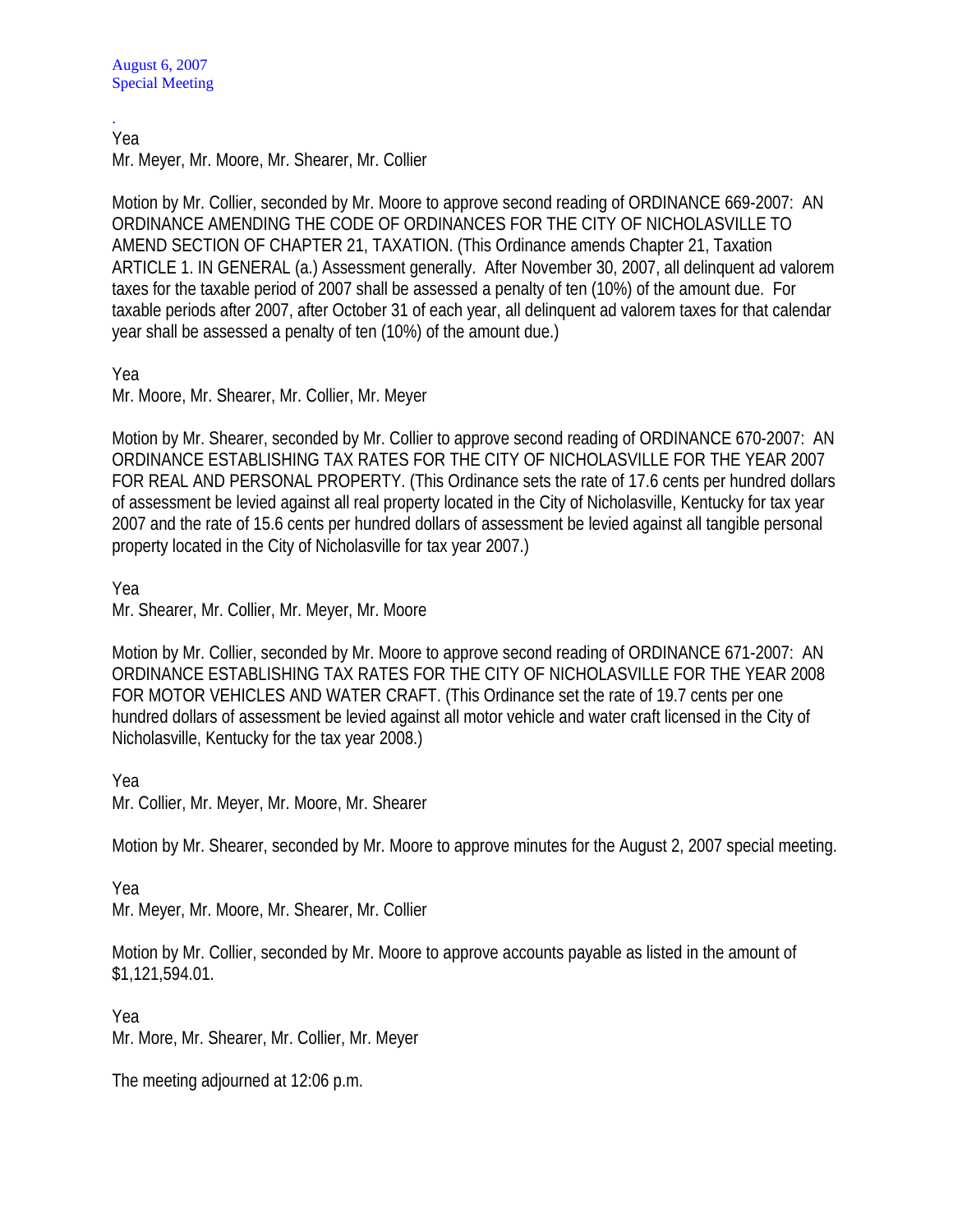Yea
Mr. Meyer, Mr. Moore, Mr. Shearer, Mr. Collier

Motion by Mr. Collier, seconded by Mr. Moore to approve second reading of ORDINANCE 669-2007: AN ORDINANCE AMENDING THE CODE OF ORDINANCES FOR THE CITY OF NICHOLASVILLE TO AMEND SECTION OF CHAPTER 21, TAXATION. (This Ordinance amends Chapter 21, Taxation ARTICLE 1. IN GENERAL (a.) Assessment generally. After November 30, 2007, all delinquent ad valorem taxes for the taxable period of 2007 shall be assessed a penalty of ten (10%) of the amount due. For taxable periods after 2007, after October 31 of each year, all delinquent ad valorem taxes for that calendar year shall be assessed a penalty of ten (10%) of the amount due.)

Yea
Mr. Moore, Mr. Shearer, Mr. Collier, Mr. Meyer

Motion by Mr. Shearer, seconded by Mr. Collier to approve second reading of ORDINANCE 670-2007: AN ORDINANCE ESTABLISHING TAX RATES FOR THE CITY OF NICHOLASVILLE FOR THE YEAR 2007 FOR REAL AND PERSONAL PROPERTY. (This Ordinance sets the rate of 17.6 cents per hundred dollars of assessment be levied against all real property located in the City of Nicholasville, Kentucky for tax year 2007 and the rate of 15.6 cents per hundred dollars of assessment be levied against all tangible personal property located in the City of Nicholasville for tax year 2007.)

Yea
Mr. Shearer, Mr. Collier, Mr. Meyer, Mr. Moore

Motion by Mr. Collier, seconded by Mr. Moore to approve second reading of ORDINANCE 671-2007: AN ORDINANCE ESTABLISHING TAX RATES FOR THE CITY OF NICHOLASVILLE FOR THE YEAR 2008 FOR MOTOR VEHICLES AND WATER CRAFT. (This Ordinance set the rate of 19.7 cents per one hundred dollars of assessment be levied against all motor vehicle and water craft licensed in the City of Nicholasville, Kentucky for the tax year 2008.)

Yea
Mr. Collier, Mr. Meyer, Mr. Moore, Mr. Shearer

Motion by Mr. Shearer, seconded by Mr. Moore to approve minutes for the August 2, 2007 special meeting.

Yea
Mr. Meyer, Mr. Moore, Mr. Shearer, Mr. Collier

Motion by Mr. Collier, seconded by Mr. Moore to approve accounts payable as listed in the amount of $1,121,594.01.

Yea
Mr. More, Mr. Shearer, Mr. Collier, Mr. Meyer

The meeting adjourned at 12:06 p.m.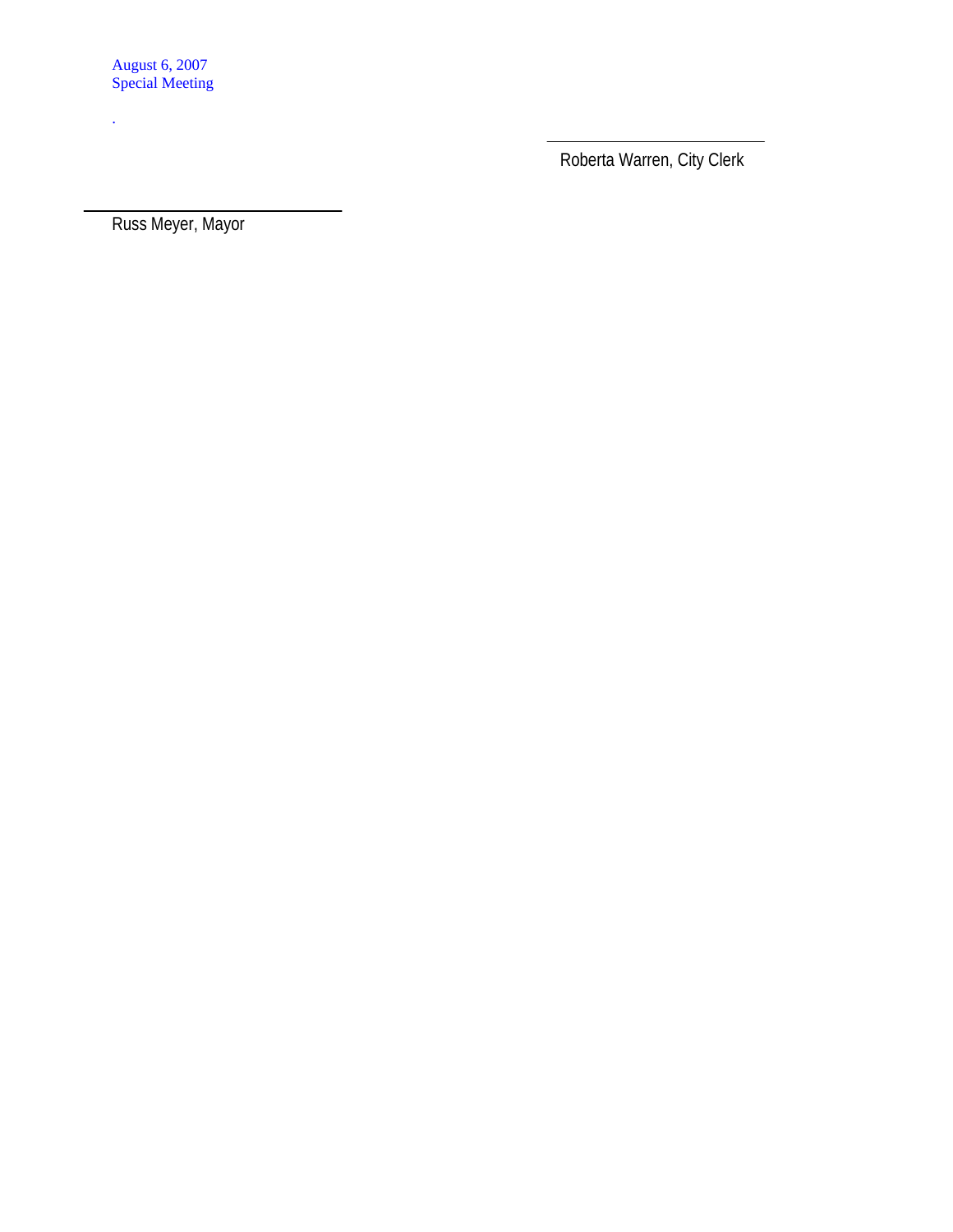.

\_\_\_\_\_\_\_\_\_\_\_\_\_\_\_\_\_\_\_\_\_\_\_\_\_\_\_\_

Roberta Warren, City Clerk

\_\_\_\_\_\_\_\_\_\_\_\_\_\_\_\_\_\_\_\_\_\_\_\_\_\_\_\_

Russ Meyer, Mayor